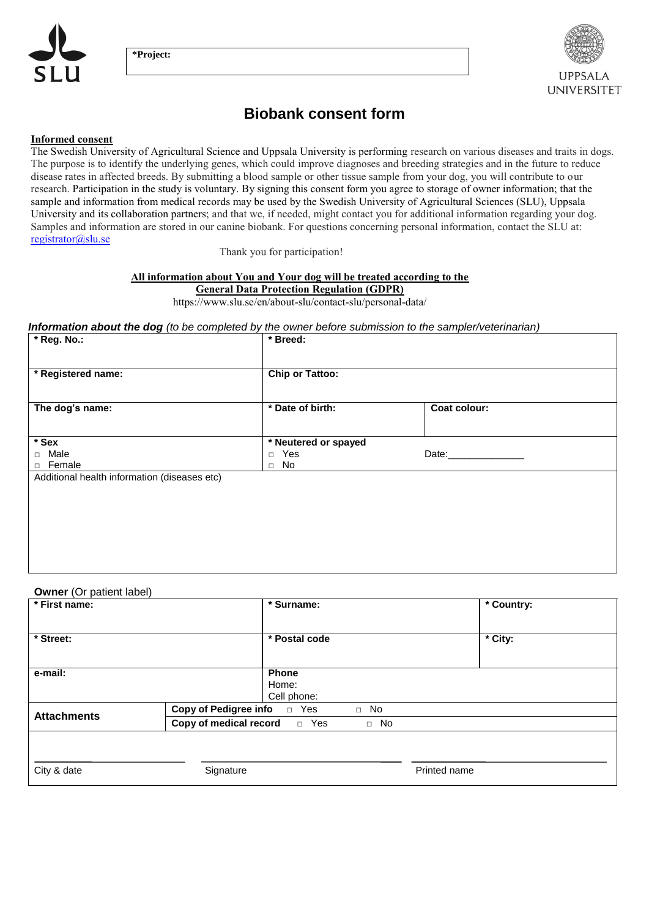**\*Project:**

# Biobank consent form

**Informed consent**

The Swedish University of Agricultural Science and Uppsala University is performing research on various diseases and traits in dogs. The purpose is to identify the underlying genes, which could improve diagnoses and breeding strategies and in the future to reduce disease rates in affected breeds. By submitting a blood sample or other tissue sample from your dog, you will contribute to our research. Participation in the study is voluntary. By signing this consent form you agree to storage of owner information; that the sample and information from medical records may be used by the Swedish University of Agricultural Sciences (SLU), Uppsala University and its collaboration partners; and that we, if needed, might contact you for additional information regarding your dog. Samples and information are stored in our canine biobank. For questions concerning personal information, contact the SLU at: registrator@slu.se

Thank you for participation!

**All information about You and Your dog will be treated according to the General Data Protection Regulation (GDPR)**

https://www.slu.se/en/about-slu/contact-slu/personal-data/

***Information about the dog*** *(to be completed by the owner before submission to the sampler/veterinarian)*

| | | |
|---|---|---|
| **\* Reg. No.:** | **\* Breed:** | |
| **\* Registered name:** | **Chip or Tattoo:** | |
| **The dog's name:** | **\* Date of birth:** | **Coat colour:** |
| **\* Sex**<br>□ Male<br>□ Female | **\* Neutered or spayed**<br>□ Yes<br>□ No | Date:______________ |
| Additional health information (diseases etc) | | |

**Owner** (Or patient label)

| | | |
|---|---|---|
| **\* First name:** | **\* Surname:** | **\* Country:** |
| **\* Street:** | **\* Postal code** | **\* City:** |
| **e-mail:** | **Phone**<br>Home:<br>Cell phone: | |
| **Attachments** | **Copy of Pedigree info** □ Yes □ No | |
| | **Copy of medical record** □ Yes □ No | |

| | | |
|---|---|---|
| City & date | Signature | Printed name |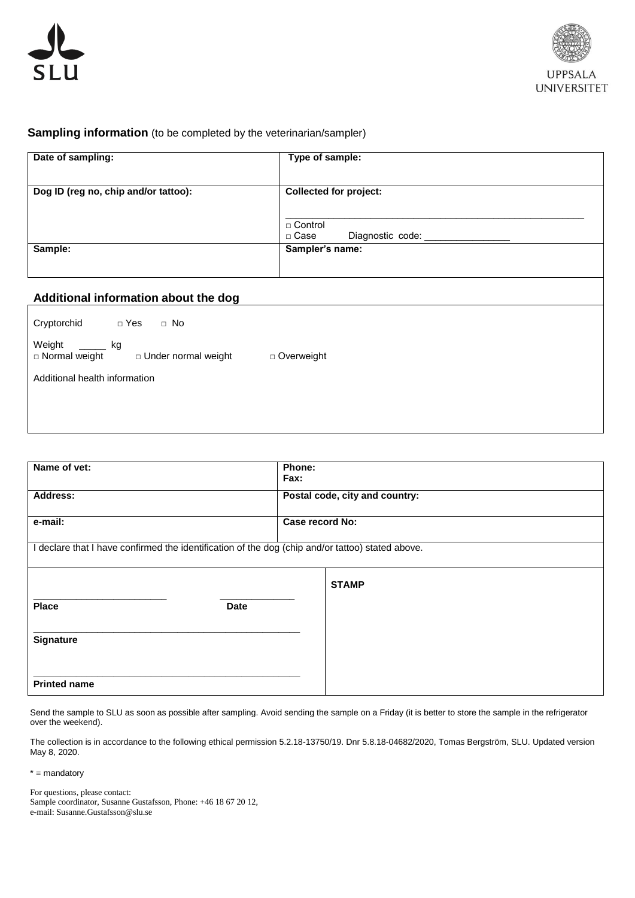## **Sampling information** (to be completed by the veterinarian/sampler)

| | |
|---|---|
| **Date of sampling:** | **Type of sample:** |
| **Dog ID (reg no, chip and/or tattoo):** | **Collected for project:**<br>_______________________________________<br>□ Control<br>□ Case Diagnostic code: _______________ |
| **Sample:** | **Sampler's name:** |

## **Additional information about the dog**

Cryptorchid □ Yes □ No

Weight _____ kg
□ Normal weight □ Under normal weight □ Overweight

Additional health information

| | |
|---|---|
| **Name of vet:** | **Phone:**<br>**Fax:** |
| **Address:** | **Postal code, city and country:** |
| **e-mail:** | **Case record No:** |

I declare that I have confirmed the identification of the dog (chip and/or tattoo) stated above.

| | |
|---|---|
| ________________________ ____________<br>**Place** **Date**<br><br>________________________________________<br>**Signature**<br><br>________________________________________<br>**Printed name** | **STAMP** |

Send the sample to SLU as soon as possible after sampling. Avoid sending the sample on a Friday (it is better to store the sample in the refrigerator over the weekend).

The collection is in accordance to the following ethical permission 5.2.18-13750/19. Dnr 5.8.18-04682/2020, Tomas Bergström, SLU. Updated version May 8, 2020.

* = mandatory

For questions, please contact:
Sample coordinator, Susanne Gustafsson, Phone: +46 18 67 20 12,
e-mail: Susanne.Gustafsson@slu.se